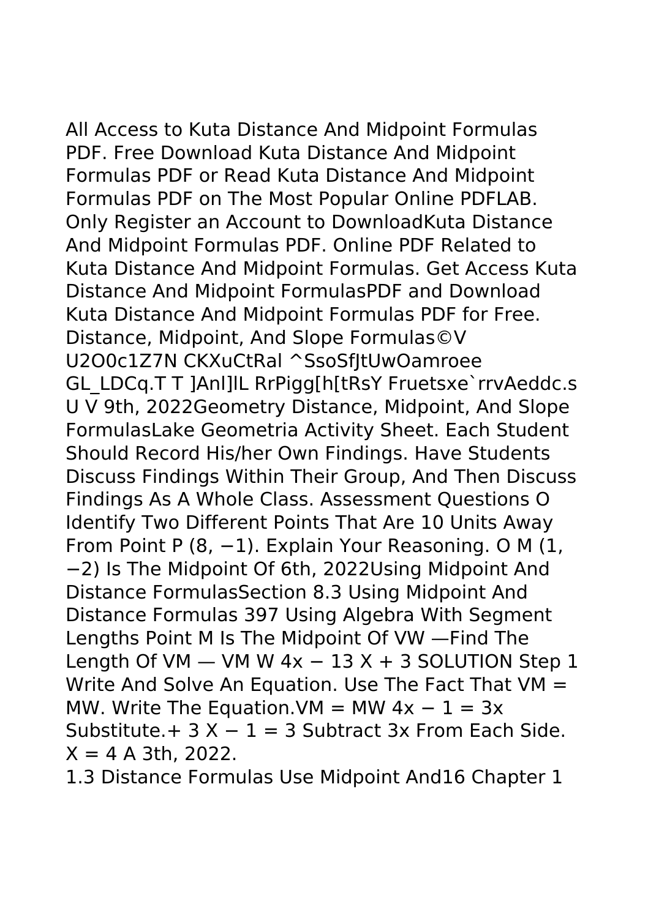All Access to Kuta Distance And Midpoint Formulas PDF. Free Download Kuta Distance And Midpoint Formulas PDF or Read Kuta Distance And Midpoint Formulas PDF on The Most Popular Online PDFLAB. Only Register an Account to DownloadKuta Distance And Midpoint Formulas PDF. Online PDF Related to Kuta Distance And Midpoint Formulas. Get Access Kuta Distance And Midpoint FormulasPDF and Download Kuta Distance And Midpoint Formulas PDF for Free.
Distance, Midpoint, And Slope Formulas©V U2O0c1Z7N CKXuCtRal ^SsoSfJtUwOamroee GL_LDCq.T T ]Anl]lL RrPigg[h[tRsY Fruetsxe`rrvAeddc.s U V 9th, 2022Geometry Distance, Midpoint, And Slope FormulasLake Geometria Activity Sheet. Each Student Should Record His/her Own Findings. Have Students Discuss Findings Within Their Group, And Then Discuss Findings As A Whole Class. Assessment Questions O Identify Two Different Points That Are 10 Units Away From Point P (8, −1). Explain Your Reasoning. O M (1, −2) Is The Midpoint Of 6th, 2022Using Midpoint And Distance FormulasSection 8.3 Using Midpoint And Distance Formulas 397 Using Algebra With Segment Lengths Point M Is The Midpoint Of VW —Find The Length Of VM — VM W 4x − 13 X + 3 SOLUTION Step 1 Write And Solve An Equation. Use The Fact That VM = MW. Write The Equation.VM = MW 4x − 1 = 3x Substitute.+ 3 X − 1 = 3 Subtract 3x From Each Side. X = 4 A 3th, 2022.
1.3 Distance Formulas Use Midpoint And16 Chapter 1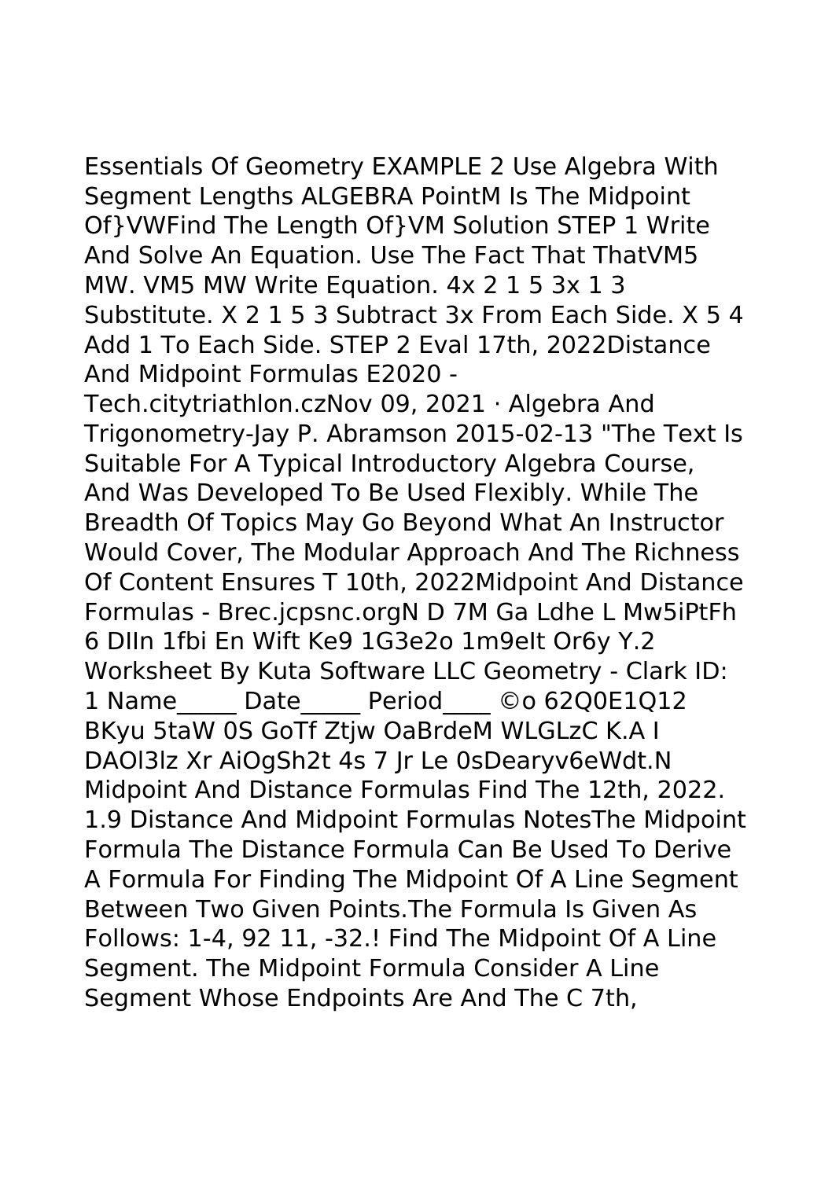Essentials Of Geometry EXAMPLE 2 Use Algebra With Segment Lengths ALGEBRA PointM Is The Midpoint Of}VWFind The Length Of}VM Solution STEP 1 Write And Solve An Equation. Use The Fact That ThatVM5 MW. VM5 MW Write Equation. 4x 2 1 5 3x 1 3 Substitute. X 2 1 5 3 Subtract 3x From Each Side. X 5 4 Add 1 To Each Side. STEP 2 Eval 17th, 2022Distance And Midpoint Formulas E2020 - Tech.citytriathlon.czNov 09, 2021 · Algebra And Trigonometry-Jay P. Abramson 2015-02-13 "The Text Is Suitable For A Typical Introductory Algebra Course, And Was Developed To Be Used Flexibly. While The Breadth Of Topics May Go Beyond What An Instructor Would Cover, The Modular Approach And The Richness Of Content Ensures T 10th, 2022Midpoint And Distance Formulas - Brec.jcpsnc.orgN D 7M Ga Ldhe L Mw5iPtFh 6 DIIn 1fbi En Wift Ke9 1G3e2o 1m9eIt Or6y Y.2 Worksheet By Kuta Software LLC Geometry - Clark ID: 1 Name_____ Date_____ Period____ ©o 62Q0E1Q12 BKyu 5taW 0S GoTf Ztjw OaBrdeM WLGLzC K.A I DAOl3lz Xr AiOgSh2t 4s 7 Jr Le 0sDearyv6eWdt.N Midpoint And Distance Formulas Find The 12th, 2022. 1.9 Distance And Midpoint Formulas NotesThe Midpoint Formula The Distance Formula Can Be Used To Derive A Formula For Finding The Midpoint Of A Line Segment Between Two Given Points.The Formula Is Given As Follows: 1-4, 92 11, -32.! Find The Midpoint Of A Line Segment. The Midpoint Formula Consider A Line Segment Whose Endpoints Are And The C 7th,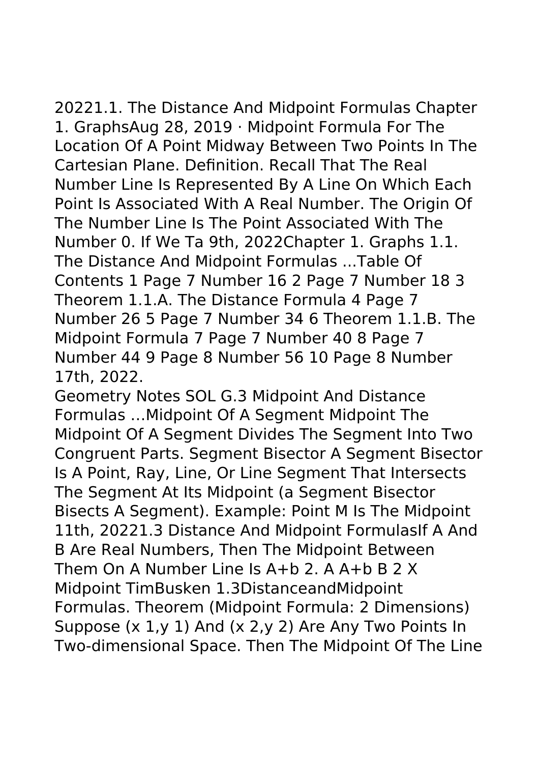20221.1. The Distance And Midpoint Formulas Chapter 1. GraphsAug 28, 2019 · Midpoint Formula For The Location Of A Point Midway Between Two Points In The Cartesian Plane. Definition. Recall That The Real Number Line Is Represented By A Line On Which Each Point Is Associated With A Real Number. The Origin Of The Number Line Is The Point Associated With The Number 0. If We Ta 9th, 2022Chapter 1. Graphs 1.1. The Distance And Midpoint Formulas ...Table Of Contents 1 Page 7 Number 16 2 Page 7 Number 18 3 Theorem 1.1.A. The Distance Formula 4 Page 7 Number 26 5 Page 7 Number 34 6 Theorem 1.1.B. The Midpoint Formula 7 Page 7 Number 40 8 Page 7 Number 44 9 Page 8 Number 56 10 Page 8 Number 17th, 2022.

Geometry Notes SOL G.3 Midpoint And Distance Formulas …Midpoint Of A Segment Midpoint The Midpoint Of A Segment Divides The Segment Into Two Congruent Parts. Segment Bisector A Segment Bisector Is A Point, Ray, Line, Or Line Segment That Intersects The Segment At Its Midpoint (a Segment Bisector Bisects A Segment). Example: Point M Is The Midpoint 11th, 20221.3 Distance And Midpoint FormulasIf A And B Are Real Numbers, Then The Midpoint Between Them On A Number Line Is A+b 2. A A+b B 2 X Midpoint TimBusken 1.3DistanceandMidpoint Formulas. Theorem (Midpoint Formula: 2 Dimensions) Suppose $(x_1,y_1)$ And $(x_2,y_2)$ Are Any Two Points In Two-dimensional Space. Then The Midpoint Of The Line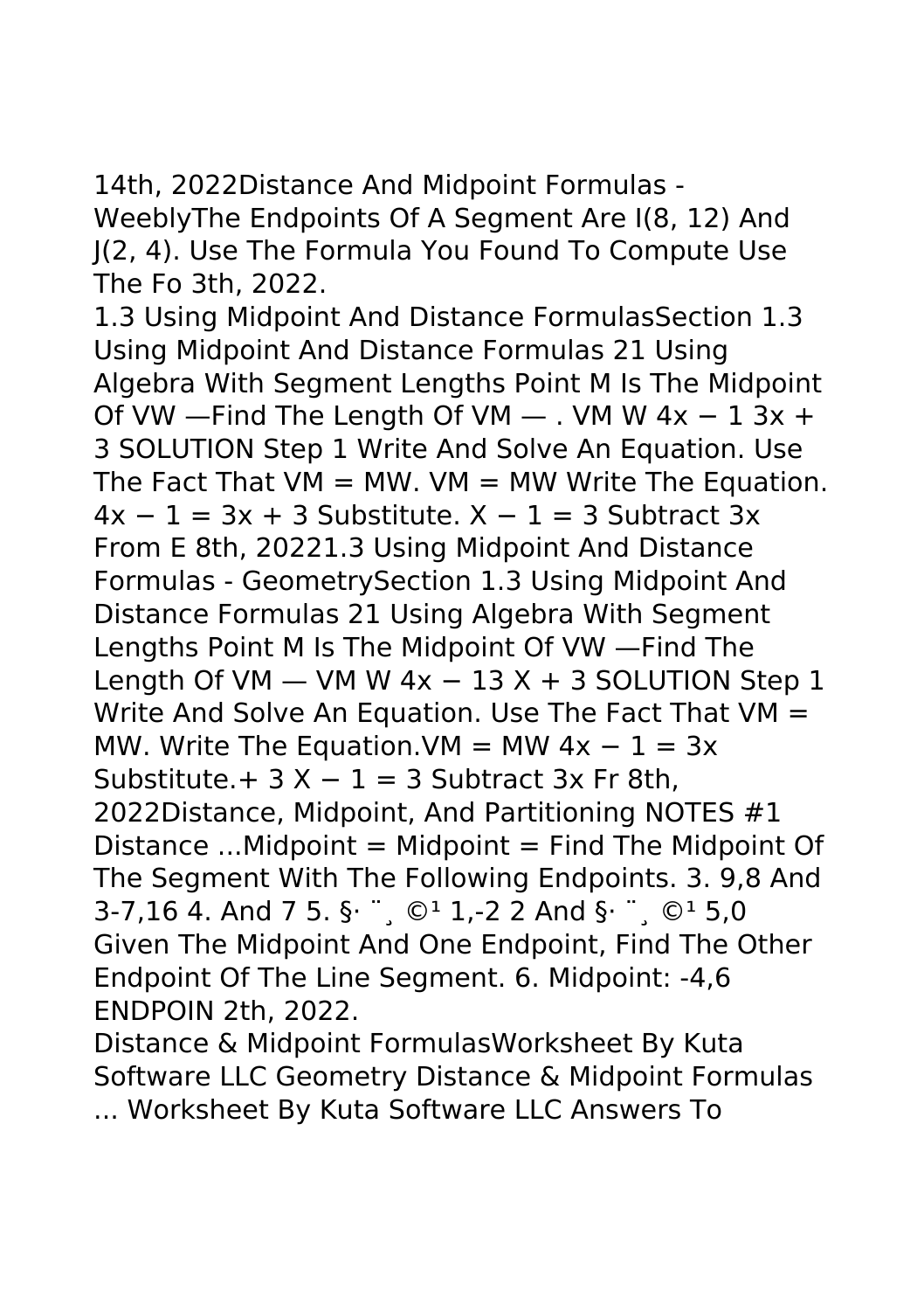14th, 2022Distance And Midpoint Formulas - WeeblyThe Endpoints Of A Segment Are I(8, 12) And J(2, 4). Use The Formula You Found To Compute Use The Fo 3th, 2022.

1.3 Using Midpoint And Distance FormulasSection 1.3 Using Midpoint And Distance Formulas 21 Using Algebra With Segment Lengths Point M Is The Midpoint Of VW —Find The Length Of VM — . VM W $4x - 1$ $3x + 3$ SOLUTION Step 1 Write And Solve An Equation. Use The Fact That VM = MW. VM = MW Write The Equation. $4x - 1 = 3x + 3$ Substitute. $X - 1 = 3$ Subtract 3x From E 8th, 20221.3 Using Midpoint And Distance Formulas - GeometrySection 1.3 Using Midpoint And Distance Formulas 21 Using Algebra With Segment Lengths Point M Is The Midpoint Of VW —Find The Length Of VM — VM W $4x - 13$ $X + 3$ SOLUTION Step 1 Write And Solve An Equation. Use The Fact That VM = MW. Write The Equation.VM = MW $4x - 1 = 3x$ Substitute.+ 3 $X - 1 = 3$ Subtract 3x Fr 8th, 2022Distance, Midpoint, And Partitioning NOTES #1 Distance ...Midpoint = Midpoint = Find The Midpoint Of The Segment With The Following Endpoints. 3. 9,8 And 3-7,16 4. And 7 5. §· ¨¸ ©¹ 1,-2 2 And §· ¨¸ ©¹ 5,0 Given The Midpoint And One Endpoint, Find The Other Endpoint Of The Line Segment. 6. Midpoint: -4,6 ENDPOIN 2th, 2022.

Distance & Midpoint FormulasWorksheet By Kuta Software LLC Geometry Distance & Midpoint Formulas ... Worksheet By Kuta Software LLC Answers To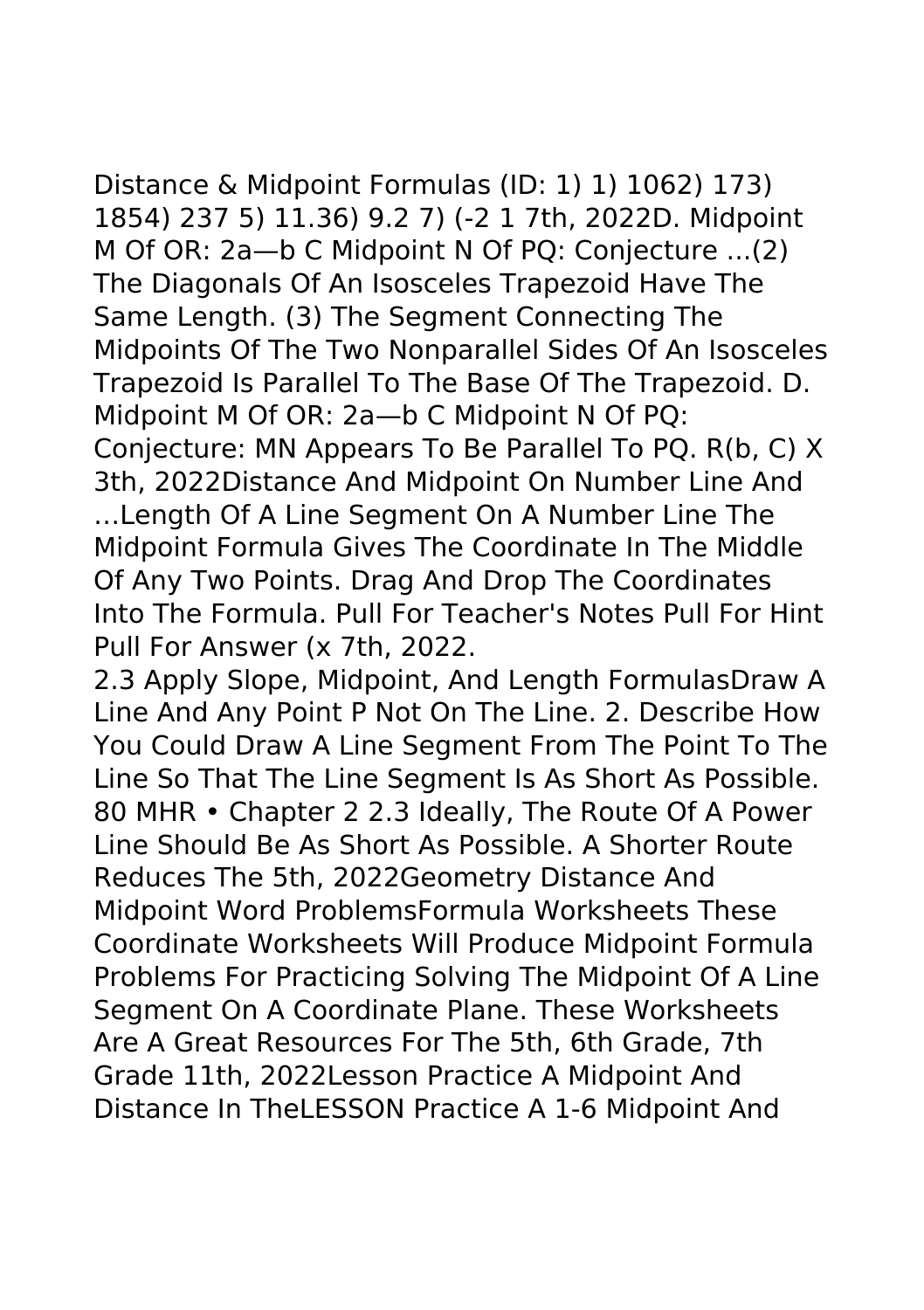Distance & Midpoint Formulas (ID: 1) 1) 1062) 173) 1854) 237 5) 11.36) 9.2 7) (-2 1 7th, 2022D. Midpoint M Of OR: 2a—b C Midpoint N Of PQ: Conjecture ...(2) The Diagonals Of An Isosceles Trapezoid Have The Same Length. (3) The Segment Connecting The Midpoints Of The Two Nonparallel Sides Of An Isosceles Trapezoid Is Parallel To The Base Of The Trapezoid. D. Midpoint M Of OR: 2a—b C Midpoint N Of PQ: Conjecture: MN Appears To Be Parallel To PQ. R(b, C) X 3th, 2022Distance And Midpoint On Number Line And …Length Of A Line Segment On A Number Line The Midpoint Formula Gives The Coordinate In The Middle Of Any Two Points. Drag And Drop The Coordinates Into The Formula. Pull For Teacher's Notes Pull For Hint Pull For Answer (x 7th, 2022.

2.3 Apply Slope, Midpoint, And Length FormulasDraw A Line And Any Point P Not On The Line. 2. Describe How You Could Draw A Line Segment From The Point To The Line So That The Line Segment Is As Short As Possible. 80 MHR • Chapter 2 2.3 Ideally, The Route Of A Power Line Should Be As Short As Possible. A Shorter Route Reduces The 5th, 2022Geometry Distance And Midpoint Word ProblemsFormula Worksheets These Coordinate Worksheets Will Produce Midpoint Formula Problems For Practicing Solving The Midpoint Of A Line Segment On A Coordinate Plane. These Worksheets Are A Great Resources For The 5th, 6th Grade, 7th Grade 11th, 2022Lesson Practice A Midpoint And Distance In TheLESSON Practice A 1-6 Midpoint And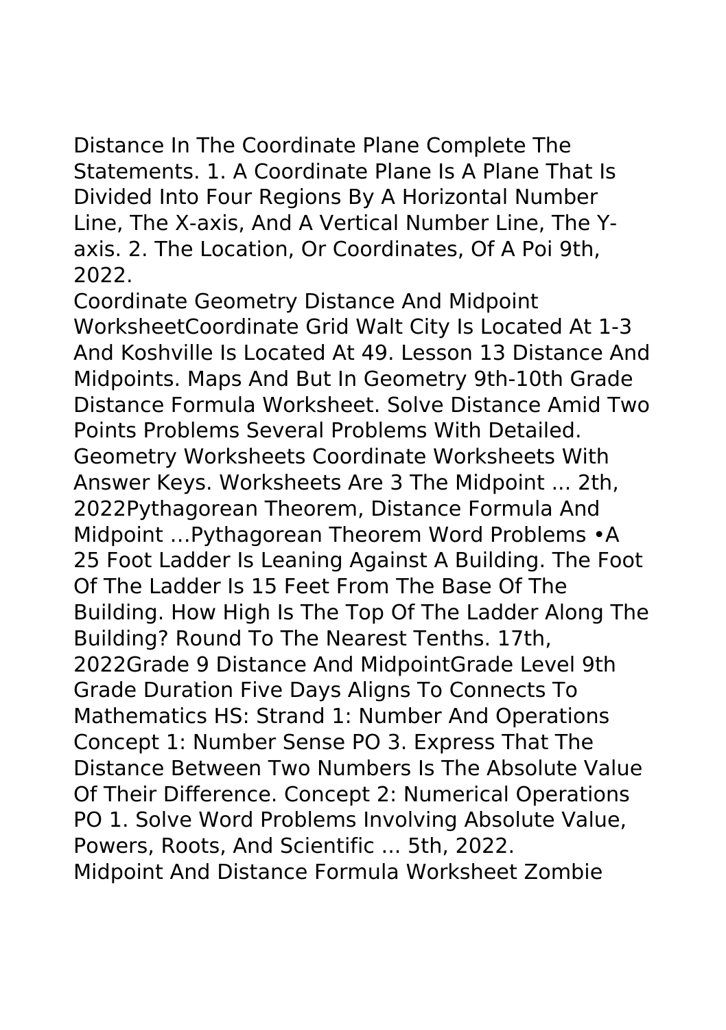Distance In The Coordinate Plane Complete The Statements. 1. A Coordinate Plane Is A Plane That Is Divided Into Four Regions By A Horizontal Number Line, The X-axis, And A Vertical Number Line, The Y-axis. 2. The Location, Or Coordinates, Of A Poi 9th, 2022.

Coordinate Geometry Distance And Midpoint WorksheetCoordinate Grid Walt City Is Located At 1-3 And Koshville Is Located At 49. Lesson 13 Distance And Midpoints. Maps And But In Geometry 9th-10th Grade Distance Formula Worksheet. Solve Distance Amid Two Points Problems Several Problems With Detailed. Geometry Worksheets Coordinate Worksheets With Answer Keys. Worksheets Are 3 The Midpoint ... 2th, 2022Pythagorean Theorem, Distance Formula And Midpoint …Pythagorean Theorem Word Problems •A 25 Foot Ladder Is Leaning Against A Building. The Foot Of The Ladder Is 15 Feet From The Base Of The Building. How High Is The Top Of The Ladder Along The Building? Round To The Nearest Tenths. 17th, 2022Grade 9 Distance And MidpointGrade Level 9th Grade Duration Five Days Aligns To Connects To Mathematics HS: Strand 1: Number And Operations Concept 1: Number Sense PO 3. Express That The Distance Between Two Numbers Is The Absolute Value Of Their Difference. Concept 2: Numerical Operations PO 1. Solve Word Problems Involving Absolute Value, Powers, Roots, And Scientific ... 5th, 2022.

Midpoint And Distance Formula Worksheet Zombie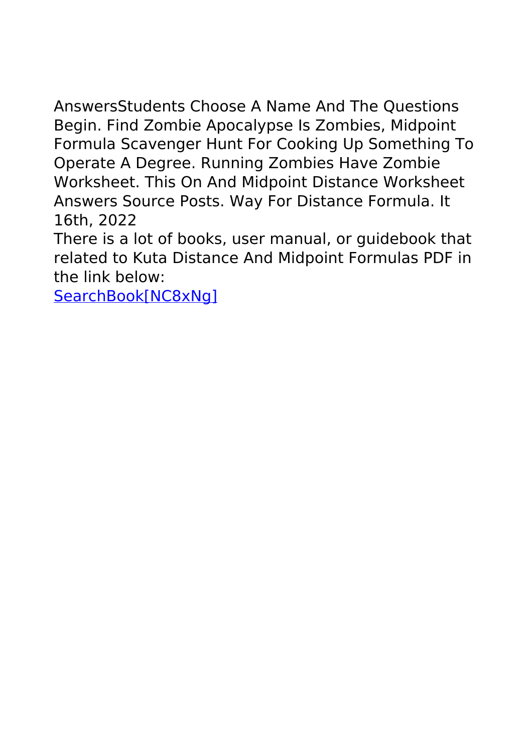AnswersStudents Choose A Name And The Questions Begin. Find Zombie Apocalypse Is Zombies, Midpoint Formula Scavenger Hunt For Cooking Up Something To Operate A Degree. Running Zombies Have Zombie Worksheet. This On And Midpoint Distance Worksheet Answers Source Posts. Way For Distance Formula. It 16th, 2022

There is a lot of books, user manual, or guidebook that related to Kuta Distance And Midpoint Formulas PDF in the link below:

SearchBook[NC8xNg]